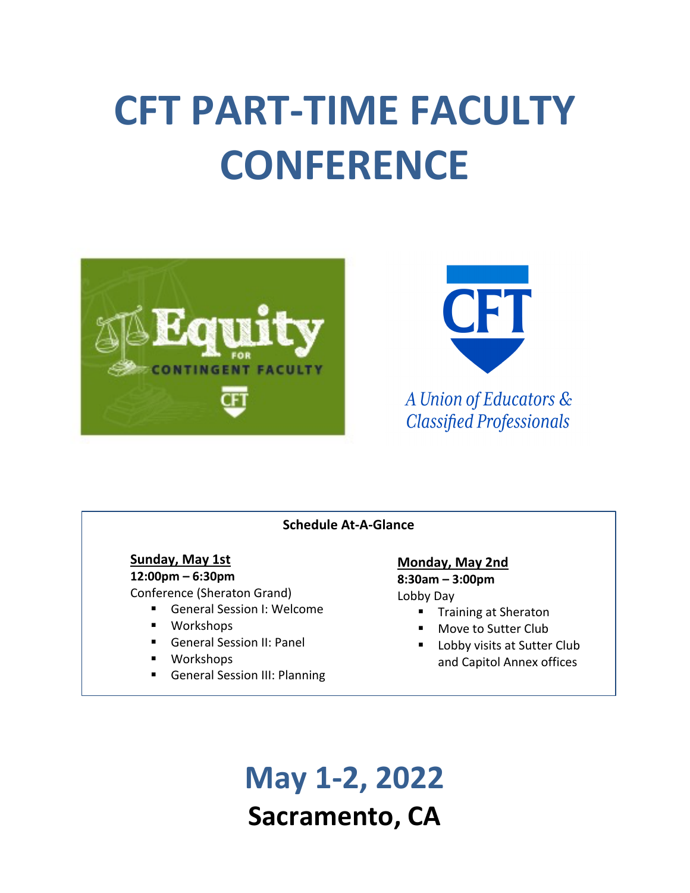# CFT PART-TIME FACULTY CONFERENCE

**Schedule At-A-Glance**

**Sunday, May 1st**
**12:00pm – 6:30pm**
Conference (Sheraton Grand)

- General Session I: Welcome
- Workshops
- General Session II: Panel
- Workshops
- General Session III: Planning

**Monday, May 2nd**
**8:30am – 3:00pm**
Lobby Day

- Training at Sheraton
- Move to Sutter Club
- Lobby visits at Sutter Club and Capitol Annex offices

## May 1-2, 2022

### Sacramento, CA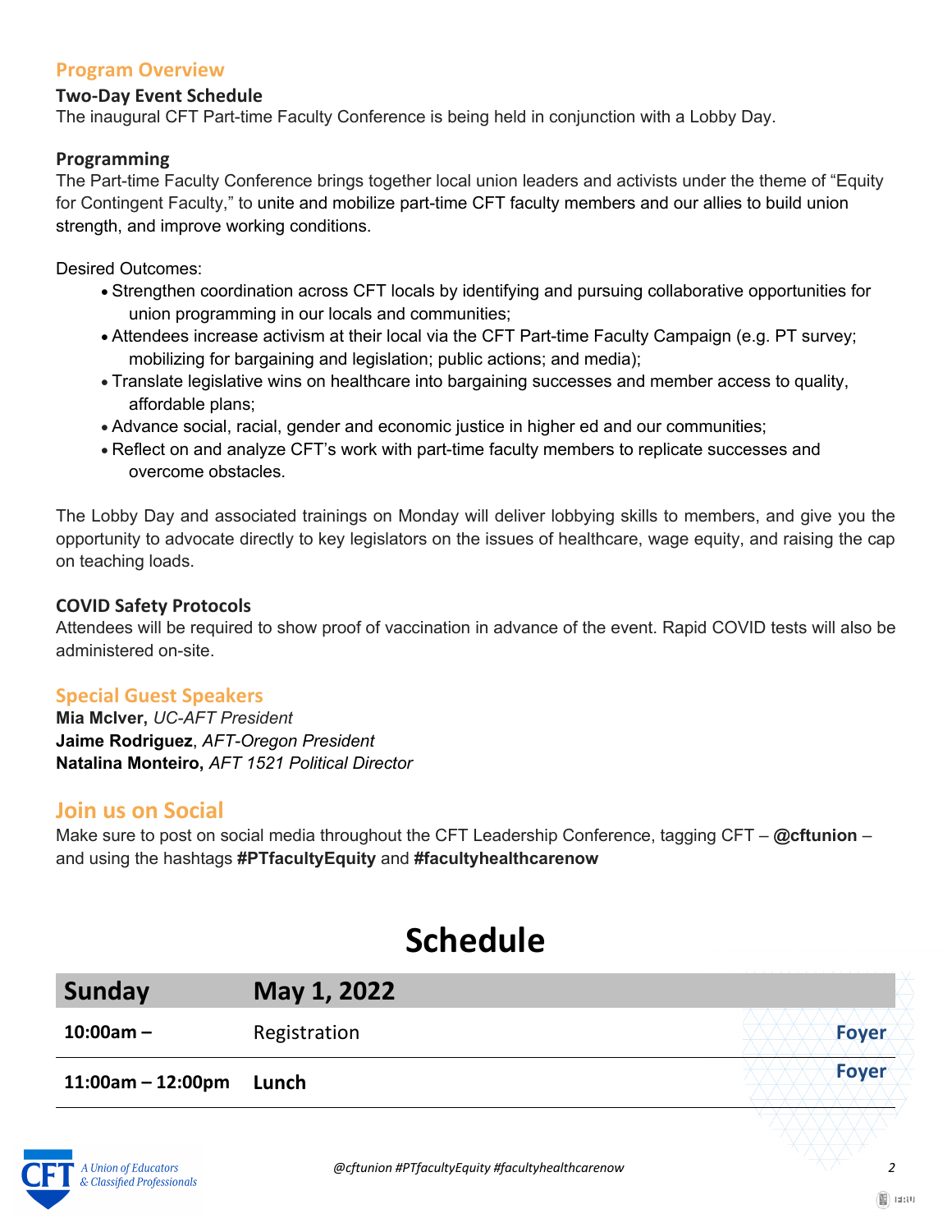## Program Overview

### Two-Day Event Schedule

The inaugural CFT Part-time Faculty Conference is being held in conjunction with a Lobby Day.

### Programming

The Part-time Faculty Conference brings together local union leaders and activists under the theme of "Equity for Contingent Faculty," to unite and mobilize part-time CFT faculty members and our allies to build union strength, and improve working conditions.

Desired Outcomes:

- Strengthen coordination across CFT locals by identifying and pursuing collaborative opportunities for union programming in our locals and communities;
- Attendees increase activism at their local via the CFT Part-time Faculty Campaign (e.g. PT survey; mobilizing for bargaining and legislation; public actions; and media);
- Translate legislative wins on healthcare into bargaining successes and member access to quality, affordable plans;
- Advance social, racial, gender and economic justice in higher ed and our communities;
- Reflect on and analyze CFT's work with part-time faculty members to replicate successes and overcome obstacles.

The Lobby Day and associated trainings on Monday will deliver lobbying skills to members, and give you the opportunity to advocate directly to key legislators on the issues of healthcare, wage equity, and raising the cap on teaching loads.

### COVID Safety Protocols

Attendees will be required to show proof of vaccination in advance of the event. Rapid COVID tests will also be administered on-site.

## Special Guest Speakers

**Mia McIver,** *UC-AFT President*
**Jaime Rodriguez**, *AFT-Oregon President*
**Natalina Monteiro,** *AFT 1521 Political Director*

## Join us on Social

Make sure to post on social media throughout the CFT Leadership Conference, tagging CFT – **@cftunion** – and using the hashtags **#PTfacultyEquity** and **#facultyhealthcarenow**

# Schedule

| Sunday | May 1, 2022 | |
|---|---|---|
| **10:00am –** | Registration | **Foyer** |
| **11:00am – 12:00pm** | **Lunch** | **Foyer** |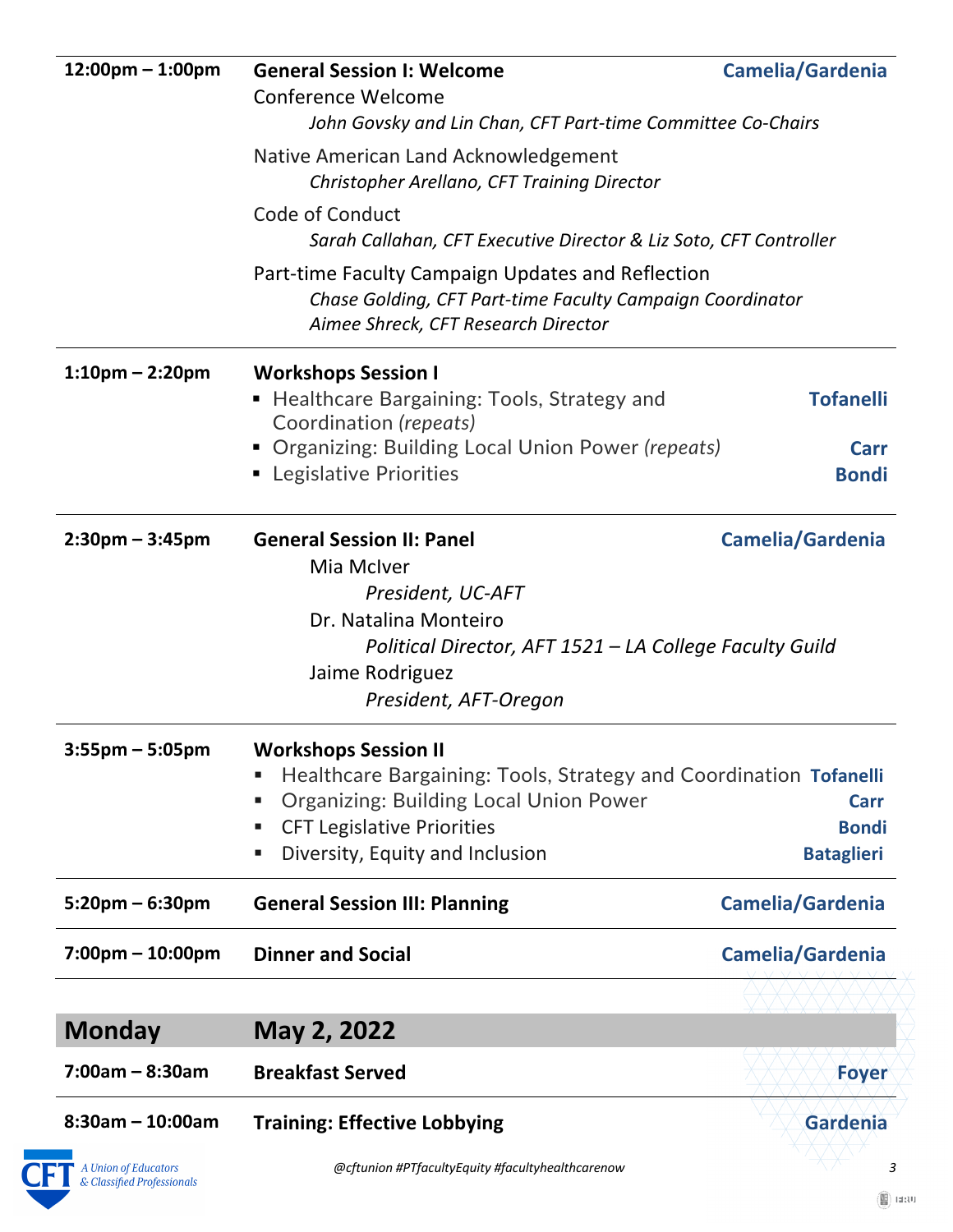| | | |
|---|---|---|
| **12:00pm – 1:00pm** | **General Session I: Welcome**<br>Conference Welcome<br>*John Govsky and Lin Chan, CFT Part-time Committee Co-Chairs*<br>Native American Land Acknowledgement<br>*Christopher Arellano, CFT Training Director*<br>Code of Conduct<br>*Sarah Callahan, CFT Executive Director & Liz Soto, CFT Controller*<br>Part-time Faculty Campaign Updates and Reflection<br>*Chase Golding, CFT Part-time Faculty Campaign Coordinator*<br>*Aimee Shreck, CFT Research Director* | **Camelia/Gardenia** |
| **1:10pm – 2:20pm** | **Workshops Session I**<br>▪ Healthcare Bargaining: Tools, Strategy and Coordination *(repeats)*<br>▪ Organizing: Building Local Union Power *(repeats)*<br>▪ Legislative Priorities | <br>**Tofanelli**<br>**Carr**<br>**Bondi** |
| **2:30pm – 3:45pm** | **General Session II: Panel**<br>Mia McIver<br>*President, UC-AFT*<br>Dr. Natalina Monteiro<br>*Political Director, AFT 1521 – LA College Faculty Guild*<br>Jaime Rodriguez<br>*President, AFT-Oregon* | **Camelia/Gardenia** |
| **3:55pm – 5:05pm** | **Workshops Session II**<br>▪ Healthcare Bargaining: Tools, Strategy and Coordination<br>▪ Organizing: Building Local Union Power<br>▪ CFT Legislative Priorities<br>▪ Diversity, Equity and Inclusion | <br>**Tofanelli**<br>**Carr**<br>**Bondi**<br>**Bataglieri** |
| **5:20pm – 6:30pm** | **General Session III: Planning** | **Camelia/Gardenia** |
| **7:00pm – 10:00pm** | **Dinner and Social** | **Camelia/Gardenia** |

## Monday May 2, 2022

| | | |
|---|---|---|
| **7:00am – 8:30am** | **Breakfast Served** | **Foyer** |
| **8:30am – 10:00am** | **Training: Effective Lobbying** | **Gardenia** |

@cftunion #PTfacultyEquity #facultyhealthcarenow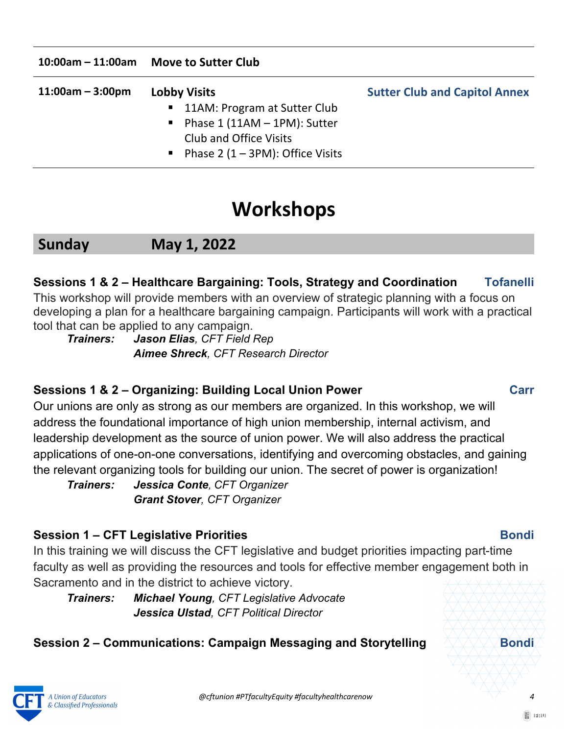| | | |
|---|---|---|
| **10:00am – 11:00am** | **Move to Sutter Club** | |
| **11:00am – 3:00pm** | **Lobby Visits**<br>▪ 11AM: Program at Sutter Club<br>▪ Phase 1 (11AM – 1PM): Sutter Club and Office Visits<br>▪ Phase 2 (1 – 3PM): Office Visits | **Sutter Club and Capitol Annex** |

# Workshops

## Sunday May 1, 2022

### Sessions 1 & 2 – Healthcare Bargaining: Tools, Strategy and Coordination — Tofanelli

This workshop will provide members with an overview of strategic planning with a focus on developing a plan for a healthcare bargaining campaign. Participants will work with a practical tool that can be applied to any campaign.

***Trainers:*** ***Jason Elias****, CFT Field Rep*
***Aimee Shreck****, CFT Research Director*

### Sessions 1 & 2 – Organizing: Building Local Union Power — Carr

Our unions are only as strong as our members are organized. In this workshop, we will address the foundational importance of high union membership, internal activism, and leadership development as the source of union power. We will also address the practical applications of one-on-one conversations, identifying and overcoming obstacles, and gaining the relevant organizing tools for building our union. The secret of power is organization!

***Trainers:*** ***Jessica Conte****, CFT Organizer*
***Grant Stover****, CFT Organizer*

### Session 1 – CFT Legislative Priorities — Bondi

In this training we will discuss the CFT legislative and budget priorities impacting part-time faculty as well as providing the resources and tools for effective member engagement both in Sacramento and in the district to achieve victory.

***Trainers:*** ***Michael Young****, CFT Legislative Advocate*
***Jessica Ulstad****, CFT Political Director*

### Session 2 – Communications: Campaign Messaging and Storytelling — Bondi

@cftunion #PTfacultyEquity #facultyhealthcarenow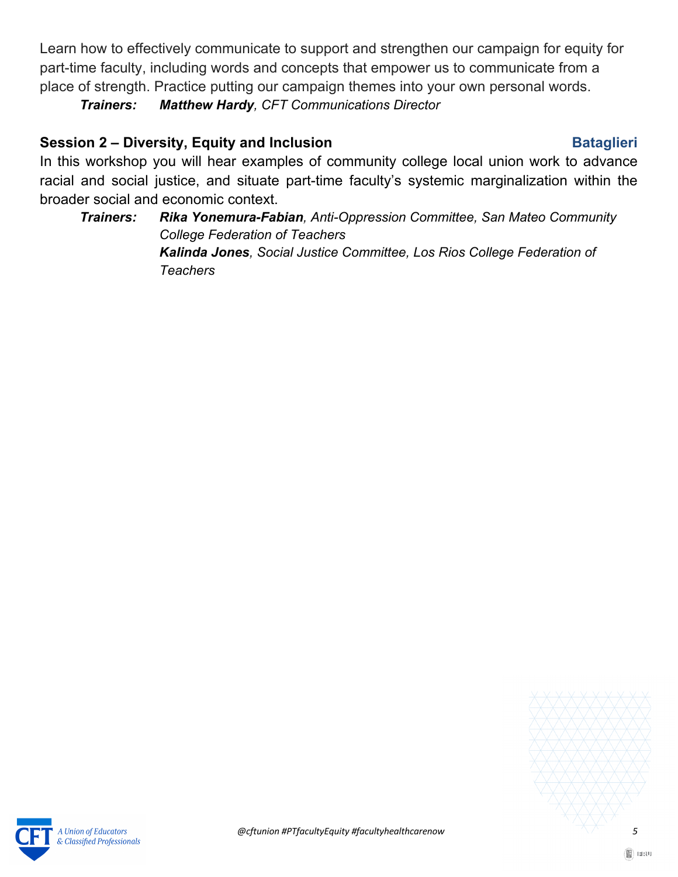Learn how to effectively communicate to support and strengthen our campaign for equity for part-time faculty, including words and concepts that empower us to communicate from a place of strength. Practice putting our campaign themes into your own personal words.

***Trainers:*** ***Matthew Hardy****, CFT Communications Director*

**Session 2 – Diversity, Equity and Inclusion** **Bataglieri**

In this workshop you will hear examples of community college local union work to advance racial and social justice, and situate part-time faculty's systemic marginalization within the broader social and economic context.

***Trainers:*** ***Rika Yonemura-Fabian****, Anti-Oppression Committee, San Mateo Community College Federation of Teachers*

***Kalinda Jones****, Social Justice Committee, Los Rios College Federation of Teachers*